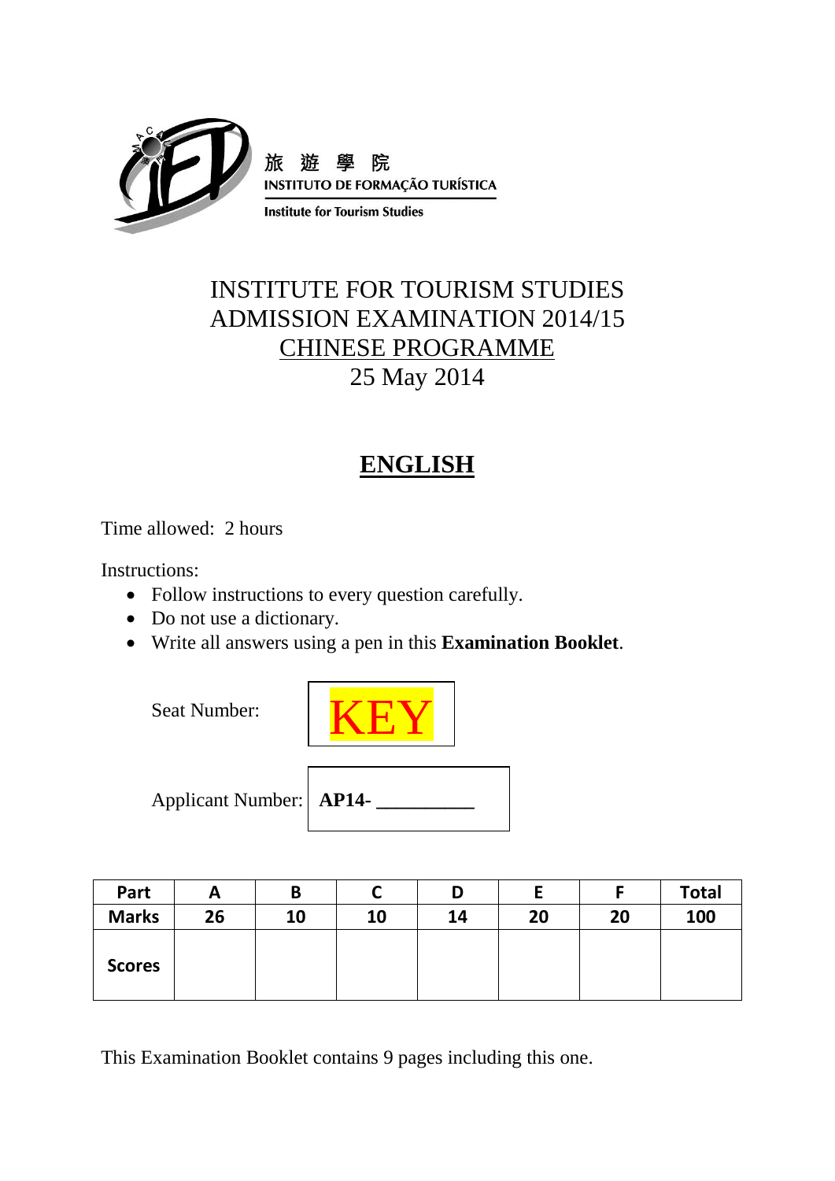旅 遊 學 院
INSTITUTO DE FORMAÇÃO TURÍSTICA
Institute for Tourism Studies

# INSTITUTE FOR TOURISM STUDIES
# ADMISSION EXAMINATION 2014/15
# CHINESE PROGRAMME
25 May 2014

## ENGLISH

Time allowed: 2 hours

Instructions:

- Follow instructions to every question carefully.
- Do not use a dictionary.
- Write all answers using a pen in this **Examination Booklet**.

Seat Number: KEY

Applicant Number: **AP14-** __________

| Part | A | B | C | D | E | F | Total |
|---|---|---|---|---|---|---|---|
| Marks | 26 | 10 | 10 | 14 | 20 | 20 | 100 |
| Scores | | | | | | | |

This Examination Booklet contains 9 pages including this one.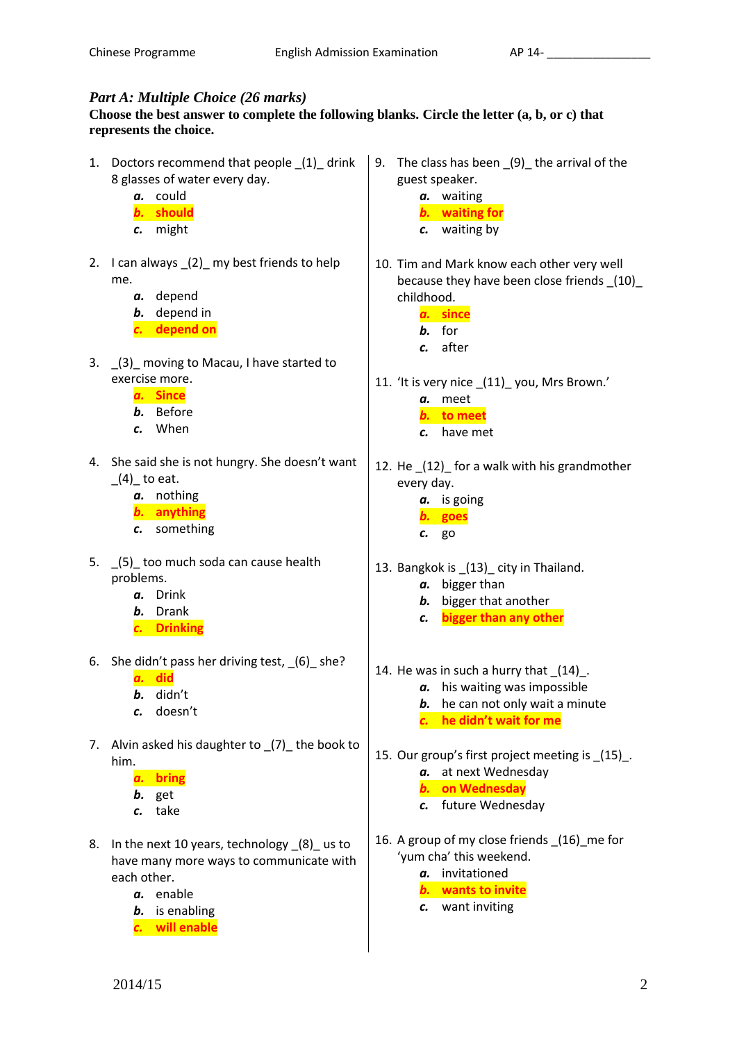## *Part A: Multiple Choice (26 marks)*

**Choose the best answer to complete the following blanks. Circle the letter (a, b, or c) that represents the choice.**

1. Doctors recommend that people _(1)_ drink 8 glasses of water every day.
   - ***a.*** could
   - ***b.*** **should**
   - ***c.*** might

2. I can always _(2)_ my best friends to help me.
   - ***a.*** depend
   - ***b.*** depend in
   - ***c.*** **depend on**

3. _(3)_ moving to Macau, I have started to exercise more.
   - ***a.*** **Since**
   - ***b.*** Before
   - ***c.*** When

4. She said she is not hungry. She doesn't want _(4)_ to eat.
   - ***a.*** nothing
   - ***b.*** **anything**
   - ***c.*** something

5. _(5)_ too much soda can cause health problems.
   - ***a.*** Drink
   - ***b.*** Drank
   - ***c.*** **Drinking**

6. She didn't pass her driving test, _(6)_ she?
   - ***a.*** **did**
   - ***b.*** didn't
   - ***c.*** doesn't

7. Alvin asked his daughter to _(7)_ the book to him.
   - ***a.*** **bring**
   - ***b.*** get
   - ***c.*** take

8. In the next 10 years, technology _(8)_ us to have many more ways to communicate with each other.
   - ***a.*** enable
   - ***b.*** is enabling
   - ***c.*** **will enable**

9. The class has been _(9)_ the arrival of the guest speaker.
   - ***a.*** waiting
   - ***b.*** **waiting for**
   - ***c.*** waiting by

10. Tim and Mark know each other very well because they have been close friends _(10)_ childhood.
    - ***a.*** **since**
    - ***b.*** for
    - ***c.*** after

11. 'It is very nice _(11)_ you, Mrs Brown.'
    - ***a.*** meet
    - ***b.*** **to meet**
    - ***c.*** have met

12. He _(12)_ for a walk with his grandmother every day.
    - ***a.*** is going
    - ***b.*** **goes**
    - ***c.*** go

13. Bangkok is _(13)_ city in Thailand.
    - ***a.*** bigger than
    - ***b.*** bigger that another
    - ***c.*** **bigger than any other**

14. He was in such a hurry that _(14)_.
    - ***a.*** his waiting was impossible
    - ***b.*** he can not only wait a minute
    - ***c.*** **he didn't wait for me**

15. Our group's first project meeting is _(15)_.
    - ***a.*** at next Wednesday
    - ***b.*** **on Wednesday**
    - ***c.*** future Wednesday

16. A group of my close friends _(16)_me for 'yum cha' this weekend.
    - ***a.*** invitationed
    - ***b.*** **wants to invite**
    - ***c.*** want inviting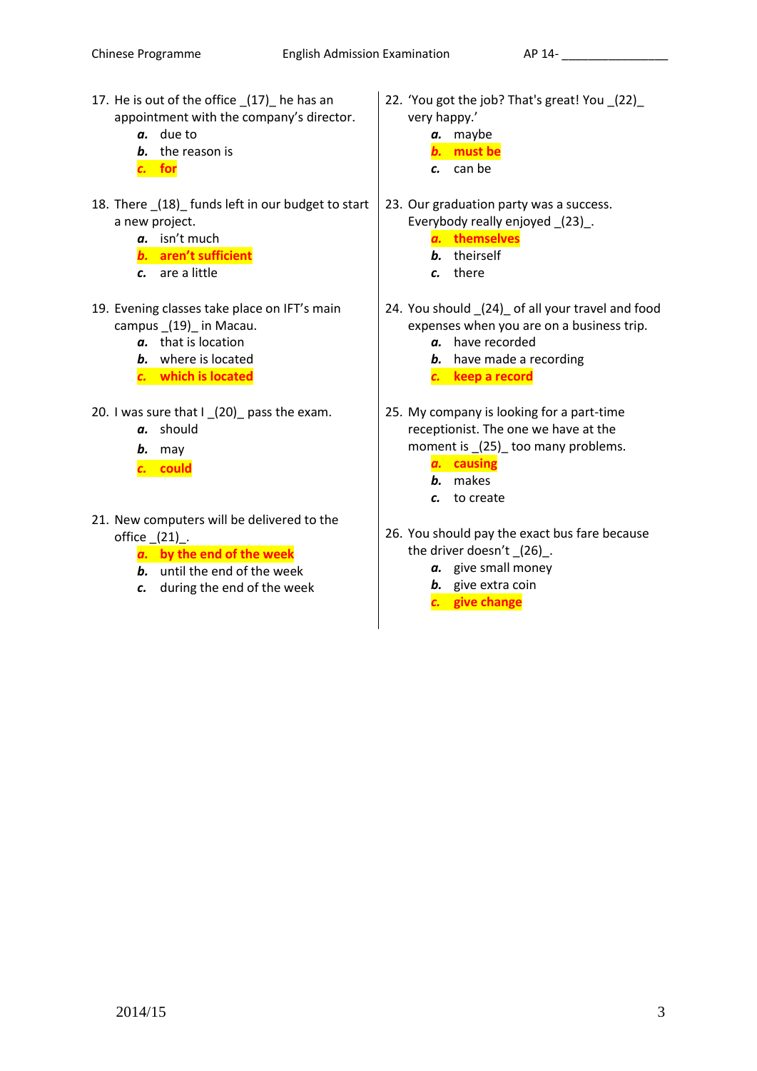17. He is out of the office _(17)_ he has an appointment with the company's director.
    - *a.* due to
    - *b.* the reason is
    - **c. for**

18. There _(18)_ funds left in our budget to start a new project.
    - *a.* isn't much
    - **b. aren't sufficient**
    - *c.* are a little

19. Evening classes take place on IFT's main campus _(19)_ in Macau.
    - *a.* that is location
    - *b.* where is located
    - **c. which is located**

20. I was sure that I _(20)_ pass the exam.
    - *a.* should
    - *b.* may
    - **c. could**

21. New computers will be delivered to the office _(21)_.
    - **a. by the end of the week**
    - *b.* until the end of the week
    - *c.* during the end of the week

22. 'You got the job? That's great! You _(22)_ very happy.'
    - *a.* maybe
    - **b. must be**
    - *c.* can be

23. Our graduation party was a success. Everybody really enjoyed _(23)_.
    - **a. themselves**
    - *b.* theirself
    - *c.* there

24. You should _(24)_ of all your travel and food expenses when you are on a business trip.
    - *a.* have recorded
    - *b.* have made a recording
    - **c. keep a record**

25. My company is looking for a part-time receptionist. The one we have at the moment is _(25)_ too many problems.
    - **a. causing**
    - *b.* makes
    - *c.* to create

26. You should pay the exact bus fare because the driver doesn't _(26)_.
    - *a.* give small money
    - *b.* give extra coin
    - **c. give change**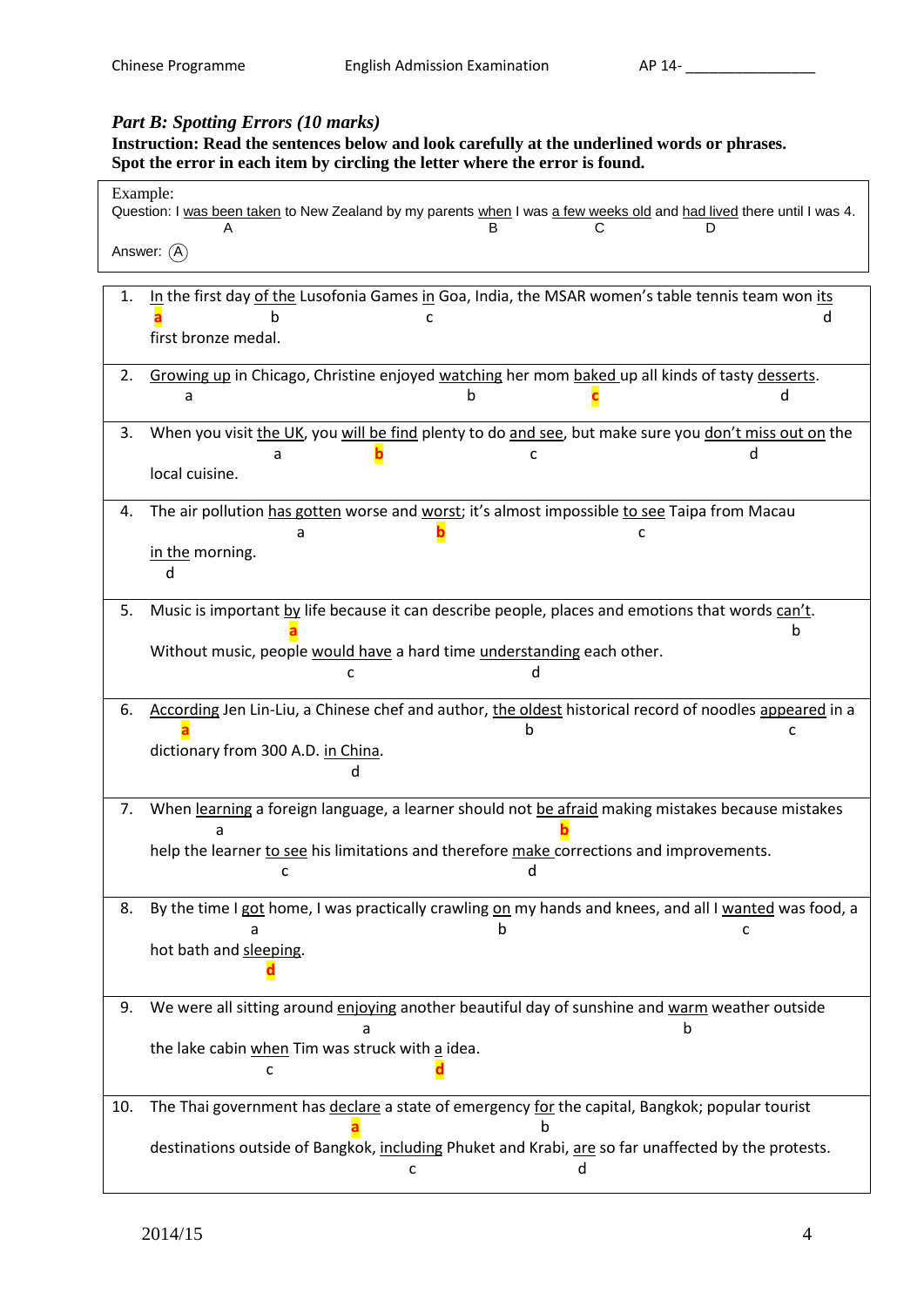*Part B: Spotting Errors (10 marks)*

**Instruction: Read the sentences below and look carefully at the underlined words or phrases. Spot the error in each item by circling the letter where the error is found.**

Example:

Question: I <u>was been taken</u> (A) to New Zealand by my parents <u>when</u> (B) I was <u>a few weeks old</u> (C) and <u>had lived</u> (D) there until I was 4.

Answer: (A)

1. <u>In</u> (a) the first day <u>of the</u> (b) Lusofonia Games <u>in</u> (c) Goa, India, the MSAR women's table tennis team won <u>its</u> (d) first bronze medal.

2. <u>Growing up</u> (a) in Chicago, Christine enjoyed <u>watching</u> (b) her mom <u>baked</u> (c) up all kinds of tasty <u>desserts</u> (d).

3. When you visit <u>the UK</u> (a), you <u>will be find</u> (b) plenty to do <u>and see</u> (c), but make sure you <u>don't miss out on</u> (d) the local cuisine.

4. The air pollution <u>has gotten</u> (a) worse and <u>worst</u> (b); it's almost impossible <u>to see</u> (c) Taipa from Macau <u>in the</u> (d) morning.

5. Music is important <u>by</u> (a) life because it can describe people, places and emotions that words <u>can't</u> (b). Without music, people <u>would have</u> (c) a hard time <u>understanding</u> (d) each other.

6. <u>According</u> (a) Jen Lin-Liu, a Chinese chef and author, <u>the oldest</u> (b) historical record of noodles <u>appeared</u> (c) in a dictionary from 300 A.D. <u>in China</u> (d).

7. When <u>learning</u> (a) a foreign language, a learner should not <u>be afraid</u> (b) making mistakes because mistakes help the learner <u>to see</u> (c) his limitations and therefore <u>make</u> (d) corrections and improvements.

8. By the time I <u>got</u> (a) home, I was practically crawling <u>on</u> (b) my hands and knees, and all I <u>wanted</u> (c) was food, a hot bath and <u>sleeping</u> (d).

9. We were all sitting around <u>enjoying</u> (a) another beautiful day of sunshine and <u>warm</u> (b) weather outside the lake cabin <u>when</u> (c) Tim was struck with <u>a</u> (d) idea.

10. The Thai government has <u>declare</u> (a) a state of emergency <u>for</u> (b) the capital, Bangkok; popular tourist destinations outside of Bangkok, <u>including</u> (c) Phuket and Krabi, <u>are</u> (d) so far unaffected by the protests.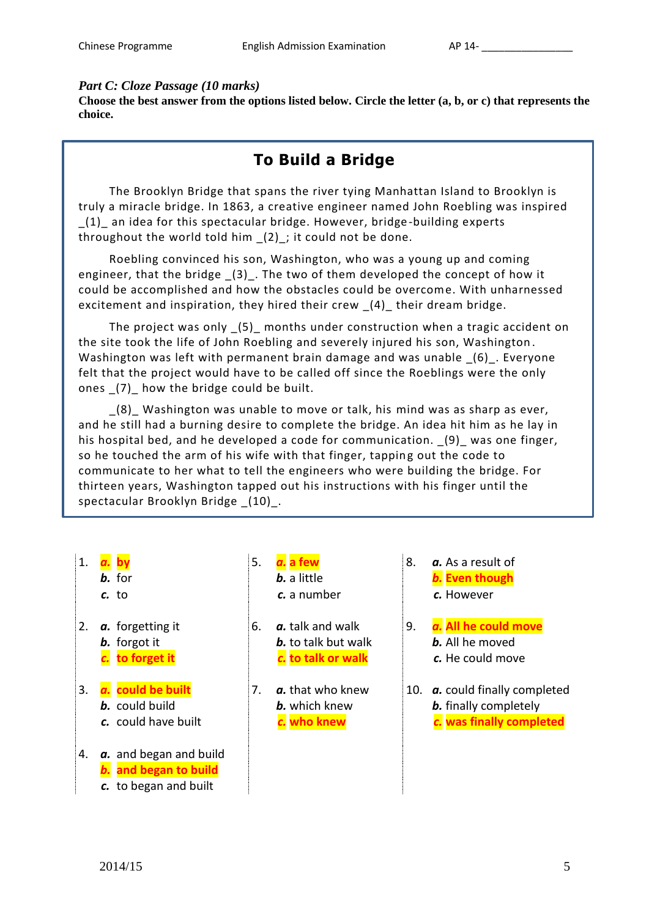*Part C: Cloze Passage (10 marks)*

**Choose the best answer from the options listed below. Circle the letter (a, b, or c) that represents the choice.**

## To Build a Bridge

The Brooklyn Bridge that spans the river tying Manhattan Island to Brooklyn is truly a miracle bridge. In 1863, a creative engineer named John Roebling was inspired _(1)_ an idea for this spectacular bridge. However, bridge-building experts throughout the world told him _(2)_; it could not be done.

Roebling convinced his son, Washington, who was a young up and coming engineer, that the bridge _(3)_. The two of them developed the concept of how it could be accomplished and how the obstacles could be overcome. With unharnessed excitement and inspiration, they hired their crew _(4)_ their dream bridge.

The project was only _(5)_ months under construction when a tragic accident on the site took the life of John Roebling and severely injured his son, Washington. Washington was left with permanent brain damage and was unable _(6)_. Everyone felt that the project would have to be called off since the Roeblings were the only ones _(7)_ how the bridge could be built.

_(8)_ Washington was unable to move or talk, his mind was as sharp as ever, and he still had a burning desire to complete the bridge. An idea hit him as he lay in his hospital bed, and he developed a code for communication. _(9)_ was one finger, so he touched the arm of his wife with that finger, tapping out the code to communicate to her what to tell the engineers who were building the bridge. For thirteen years, Washington tapped out his instructions with his finger until the spectacular Brooklyn Bridge _(10)_.

1.
   - ***a.*** **by**
   - ***b.*** for
   - ***c.*** to

2.
   - ***a.*** forgetting it
   - ***b.*** forgot it
   - ***c.*** **to forget it**

3.
   - ***a.*** **could be built**
   - ***b.*** could build
   - ***c.*** could have built

4.
   - ***a.*** and began and build
   - ***b.*** **and began to build**
   - ***c.*** to began and built

5.
   - ***a.*** **a few**
   - ***b.*** a little
   - ***c.*** a number

6.
   - ***a.*** talk and walk
   - ***b.*** to talk but walk
   - ***c.*** **to talk or walk**

7.
   - ***a.*** that who knew
   - ***b.*** which knew
   - ***c.*** **who knew**

8.
   - ***a.*** As a result of
   - ***b.*** **Even though**
   - ***c.*** However

9.
   - ***a.*** **All he could move**
   - ***b.*** All he moved
   - ***c.*** He could move

10.
   - ***a.*** could finally completed
   - ***b.*** finally completely
   - ***c.*** **was finally completed**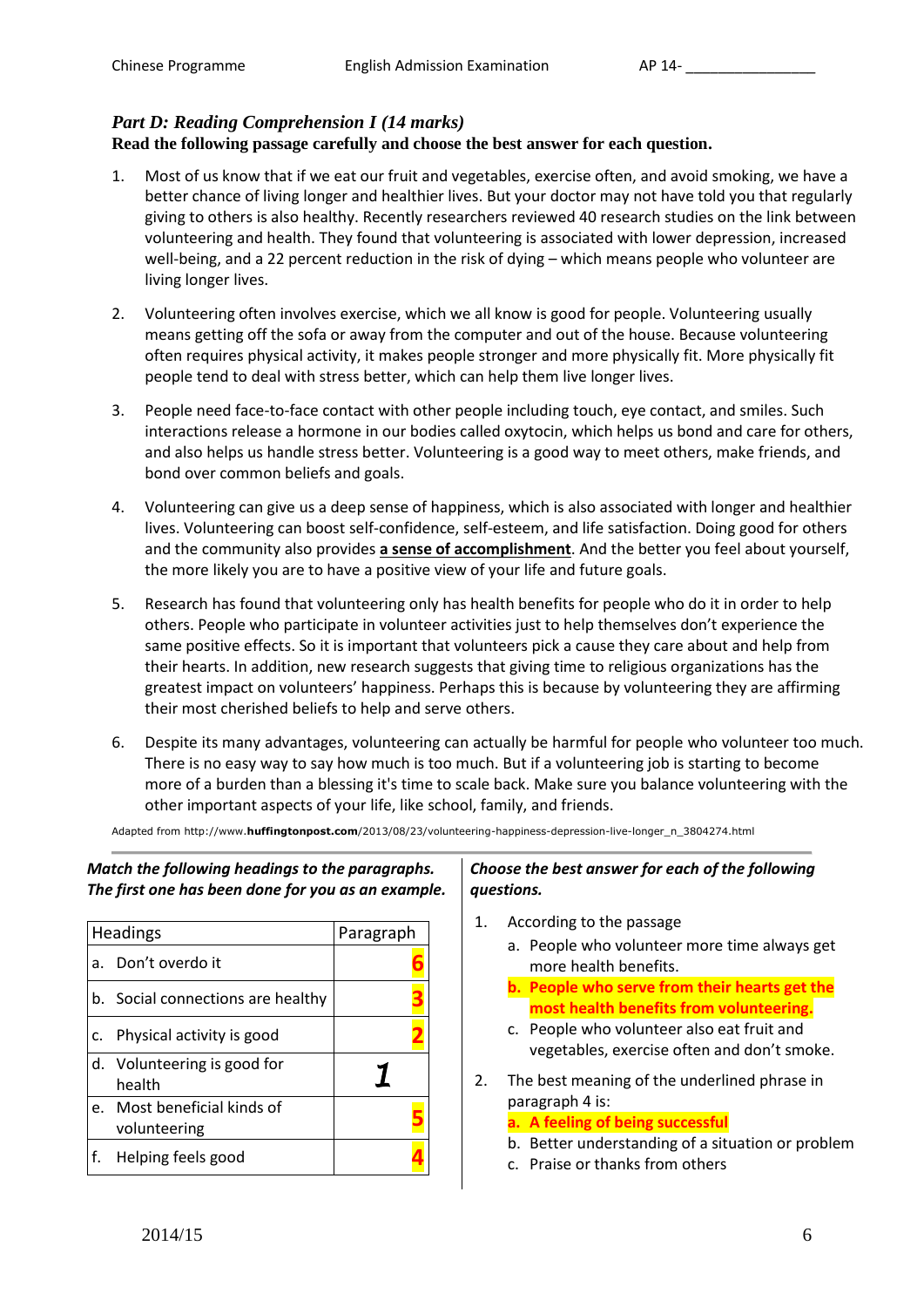## *Part D: Reading Comprehension I (14 marks)*

**Read the following passage carefully and choose the best answer for each question.**

1. Most of us know that if we eat our fruit and vegetables, exercise often, and avoid smoking, we have a better chance of living longer and healthier lives. But your doctor may not have told you that regularly giving to others is also healthy. Recently researchers reviewed 40 research studies on the link between volunteering and health. They found that volunteering is associated with lower depression, increased well-being, and a 22 percent reduction in the risk of dying – which means people who volunteer are living longer lives.

2. Volunteering often involves exercise, which we all know is good for people. Volunteering usually means getting off the sofa or away from the computer and out of the house. Because volunteering often requires physical activity, it makes people stronger and more physically fit. More physically fit people tend to deal with stress better, which can help them live longer lives.

3. People need face-to-face contact with other people including touch, eye contact, and smiles. Such interactions release a hormone in our bodies called oxytocin, which helps us bond and care for others, and also helps us handle stress better. Volunteering is a good way to meet others, make friends, and bond over common beliefs and goals.

4. Volunteering can give us a deep sense of happiness, which is also associated with longer and healthier lives. Volunteering can boost self-confidence, self-esteem, and life satisfaction. Doing good for others and the community also provides <u>**a sense of accomplishment**</u>. And the better you feel about yourself, the more likely you are to have a positive view of your life and future goals.

5. Research has found that volunteering only has health benefits for people who do it in order to help others. People who participate in volunteer activities just to help themselves don't experience the same positive effects. So it is important that volunteers pick a cause they care about and help from their hearts. In addition, new research suggests that giving time to religious organizations has the greatest impact on volunteers' happiness. Perhaps this is because by volunteering they are affirming their most cherished beliefs to help and serve others.

6. Despite its many advantages, volunteering can actually be harmful for people who volunteer too much. There is no easy way to say how much is too much. But if a volunteering job is starting to become more of a burden than a blessing it's time to scale back. Make sure you balance volunteering with the other important aspects of your life, like school, family, and friends.

Adapted from http://www.**huffingtonpost.com**/2013/08/23/volunteering-happiness-depression-live-longer_n_3804274.html

***Match the following headings to the paragraphs. The first one has been done for you as an example.***

| Headings | Paragraph |
|---|---|
| a. Don't overdo it | **6** |
| b. Social connections are healthy | **3** |
| c. Physical activity is good | **2** |
| d. Volunteering is good for health | *1* |
| e. Most beneficial kinds of volunteering | **5** |
| f. Helping feels good | **4** |

***Choose the best answer for each of the following questions.***

1. According to the passage
   a. People who volunteer more time always get more health benefits.
   **b. People who serve from their hearts get the most health benefits from volunteering.**
   c. People who volunteer also eat fruit and vegetables, exercise often and don't smoke.

2. The best meaning of the underlined phrase in paragraph 4 is:
   **a. A feeling of being successful**
   b. Better understanding of a situation or problem
   c. Praise or thanks from others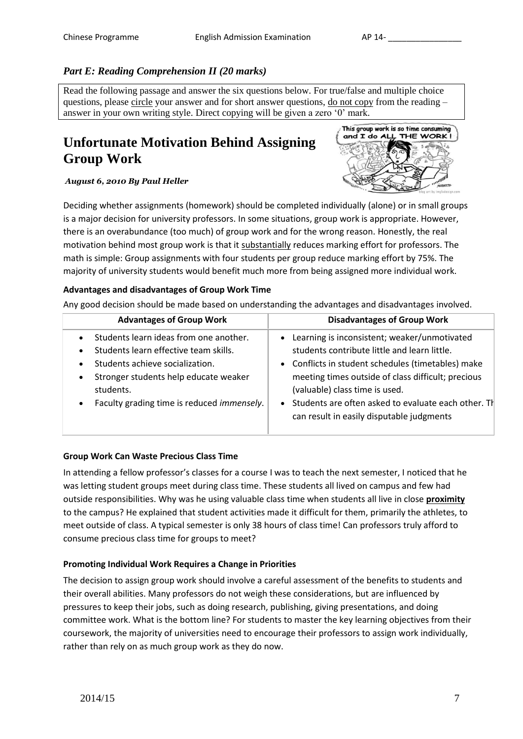*Part E: Reading Comprehension II (20 marks)*

Read the following passage and answer the six questions below. For true/false and multiple choice questions, please circle your answer and for short answer questions, do not copy from the reading – answer in your own writing style. Direct copying will be given a zero '0' mark.

# Unfortunate Motivation Behind Assigning Group Work

***August 6, 2010 By Paul Heller***

Deciding whether assignments (homework) should be completed individually (alone) or in small groups is a major decision for university professors. In some situations, group work is appropriate. However, there is an overabundance (too much) of group work and for the wrong reason. Honestly, the real motivation behind most group work is that it substantially reduces marking effort for professors. The math is simple: Group assignments with four students per group reduce marking effort by 75%. The majority of university students would benefit much more from being assigned more individual work.

**Advantages and disadvantages of Group Work Time**

Any good decision should be made based on understanding the advantages and disadvantages involved.

| Advantages of Group Work | Disadvantages of Group Work |
|---|---|
| • Students learn ideas from one another.<br>• Students learn effective team skills.<br>• Students achieve socialization.<br>• Stronger students help educate weaker students.<br>• Faculty grading time is reduced *immensely*. | • Learning is inconsistent; weaker/unmotivated students contribute little and learn little.<br>• Conflicts in student schedules (timetables) make meeting times outside of class difficult; precious (valuable) class time is used.<br>• Students are often asked to evaluate each other. Th can result in easily disputable judgments |

**Group Work Can Waste Precious Class Time**

In attending a fellow professor's classes for a course I was to teach the next semester, I noticed that he was letting student groups meet during class time. These students all lived on campus and few had outside responsibilities. Why was he using valuable class time when students all live in close **proximity** to the campus? He explained that student activities made it difficult for them, primarily the athletes, to meet outside of class. A typical semester is only 38 hours of class time! Can professors truly afford to consume precious class time for groups to meet?

**Promoting Individual Work Requires a Change in Priorities**

The decision to assign group work should involve a careful assessment of the benefits to students and their overall abilities. Many professors do not weigh these considerations, but are influenced by pressures to keep their jobs, such as doing research, publishing, giving presentations, and doing committee work. What is the bottom line? For students to master the key learning objectives from their coursework, the majority of universities need to encourage their professors to assign work individually, rather than rely on as much group work as they do now.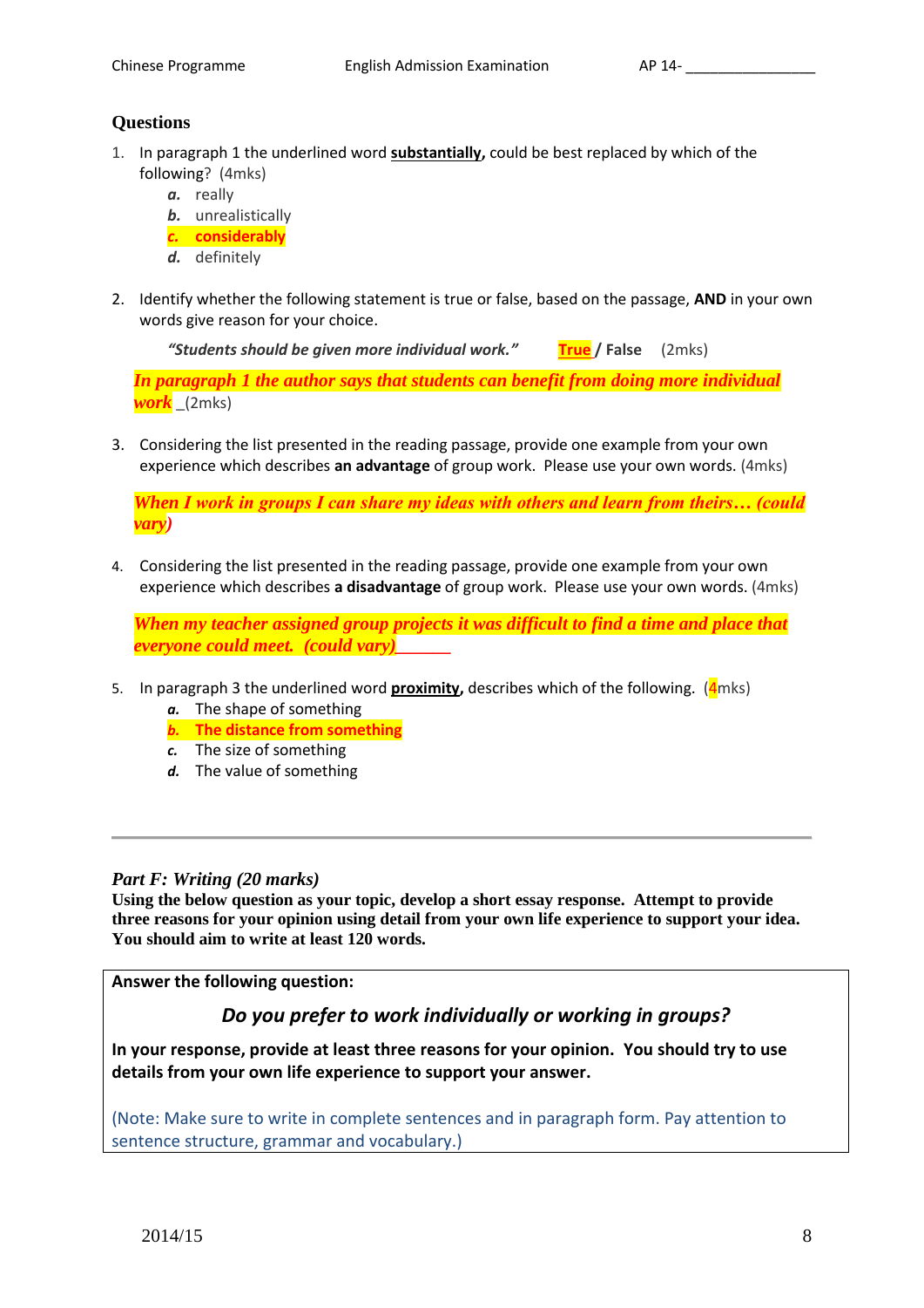## Questions

1. In paragraph 1 the underlined word **substantially**, could be best replaced by which of the following? (4mks)
   - ***a.*** really
   - ***b.*** unrealistically
   - ***c.*** **considerably**
   - ***d.*** definitely

2. Identify whether the following statement is true or false, based on the passage, **AND** in your own words give reason for your choice.

   ***"Students should be given more individual work."*** **True / False** (2mks)

   ***In paragraph 1 the author says that students can benefit from doing more individual work*** _(2mks)

3. Considering the list presented in the reading passage, provide one example from your own experience which describes **an advantage** of group work. Please use your own words. (4mks)

   ***When I work in groups I can share my ideas with others and learn from theirs… (could vary)***

4. Considering the list presented in the reading passage, provide one example from your own experience which describes **a disadvantage** of group work. Please use your own words. (4mks)

   ***When my teacher assigned group projects it was difficult to find a time and place that everyone could meet. (could vary)***______

5. In paragraph 3 the underlined word **proximity**, describes which of the following. (4mks)
   - ***a.*** The shape of something
   - ***b.*** **The distance from something**
   - ***c.*** The size of something
   - ***d.*** The value of something

---

## *Part F: Writing (20 marks)*

**Using the below question as your topic, develop a short essay response. Attempt to provide three reasons for your opinion using detail from your own life experience to support your idea. You should aim to write at least 120 words.**

**Answer the following question:**

***Do you prefer to work individually or working in groups?***

**In your response, provide at least three reasons for your opinion. You should try to use details from your own life experience to support your answer.**

(Note: Make sure to write in complete sentences and in paragraph form. Pay attention to sentence structure, grammar and vocabulary.)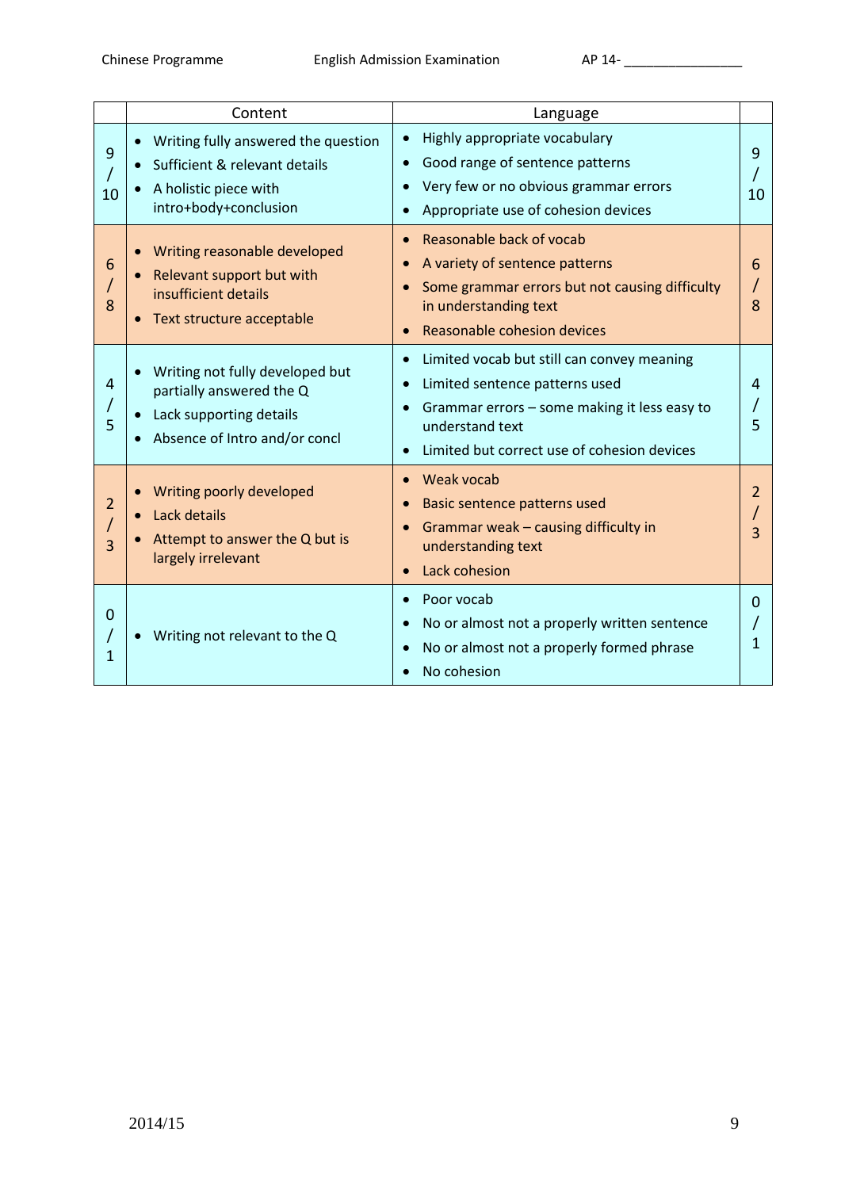| | Content | Language | |
|---|---|---|---|
| 9 / 10 | • Writing fully answered the question<br>• Sufficient & relevant details<br>• A holistic piece with intro+body+conclusion | • Highly appropriate vocabulary<br>• Good range of sentence patterns<br>• Very few or no obvious grammar errors<br>• Appropriate use of cohesion devices | 9 / 10 |
| 6 / 8 | • Writing reasonable developed<br>• Relevant support but with insufficient details<br>• Text structure acceptable | • Reasonable back of vocab<br>• A variety of sentence patterns<br>• Some grammar errors but not causing difficulty in understanding text<br>• Reasonable cohesion devices | 6 / 8 |
| 4 / 5 | • Writing not fully developed but partially answered the Q<br>• Lack supporting details<br>• Absence of Intro and/or concl | • Limited vocab but still can convey meaning<br>• Limited sentence patterns used<br>• Grammar errors – some making it less easy to understand text<br>• Limited but correct use of cohesion devices | 4 / 5 |
| 2 / 3 | • Writing poorly developed<br>• Lack details<br>• Attempt to answer the Q but is largely irrelevant | • Weak vocab<br>• Basic sentence patterns used<br>• Grammar weak – causing difficulty in understanding text<br>• Lack cohesion | 2 / 3 |
| 0 / 1 | • Writing not relevant to the Q | • Poor vocab<br>• No or almost not a properly written sentence<br>• No or almost not a properly formed phrase<br>• No cohesion | 0 / 1 |